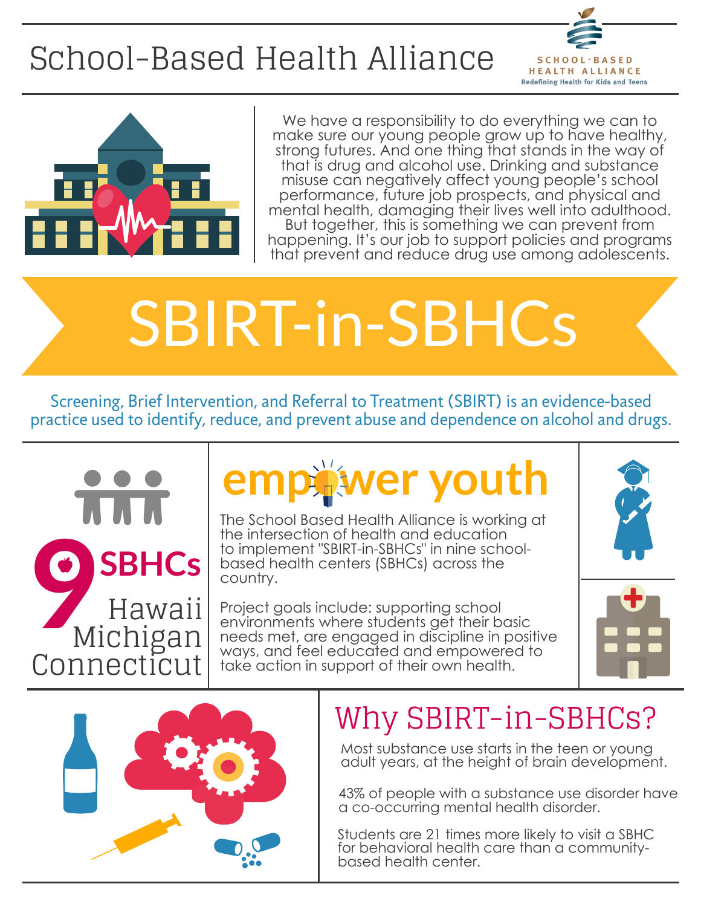# School-Based Health Alliance

SCHOOL-BASED HEALTH ALLIANCE
Redefining Health for Kids and Teens

We have a responsibility to do everything we can to make sure our young people grow up to have healthy, strong futures. And one thing that stands in the way of that is drug and alcohol use. Drinking and substance misuse can negatively affect young people's school performance, future job prospects, and physical and mental health, damaging their lives well into adulthood. But together, this is something we can prevent from happening. It's our job to support policies and programs that prevent and reduce drug use among adolescents.

# SBIRT-in-SBHCs

Screening, Brief Intervention, and Referral to Treatment (SBIRT) is an evidence-based practice used to identify, reduce, and prevent abuse and dependence on alcohol and drugs.

**9 SBHCs**

Hawaii
Michigan
Connecticut

## empower youth

The School Based Health Alliance is working at the intersection of health and education to implement "SBIRT-in-SBHCs" in nine school-based health centers (SBHCs) across the country.

Project goals include: supporting school environments where students get their basic needs met, are engaged in discipline in positive ways, and feel educated and empowered to take action in support of their own health.

## Why SBIRT-in-SBHCs?

Most substance use starts in the teen or young adult years, at the height of brain development.

43% of people with a substance use disorder have a co-occurring mental health disorder.

Students are 21 times more likely to visit a SBHC for behavioral health care than a community-based health center.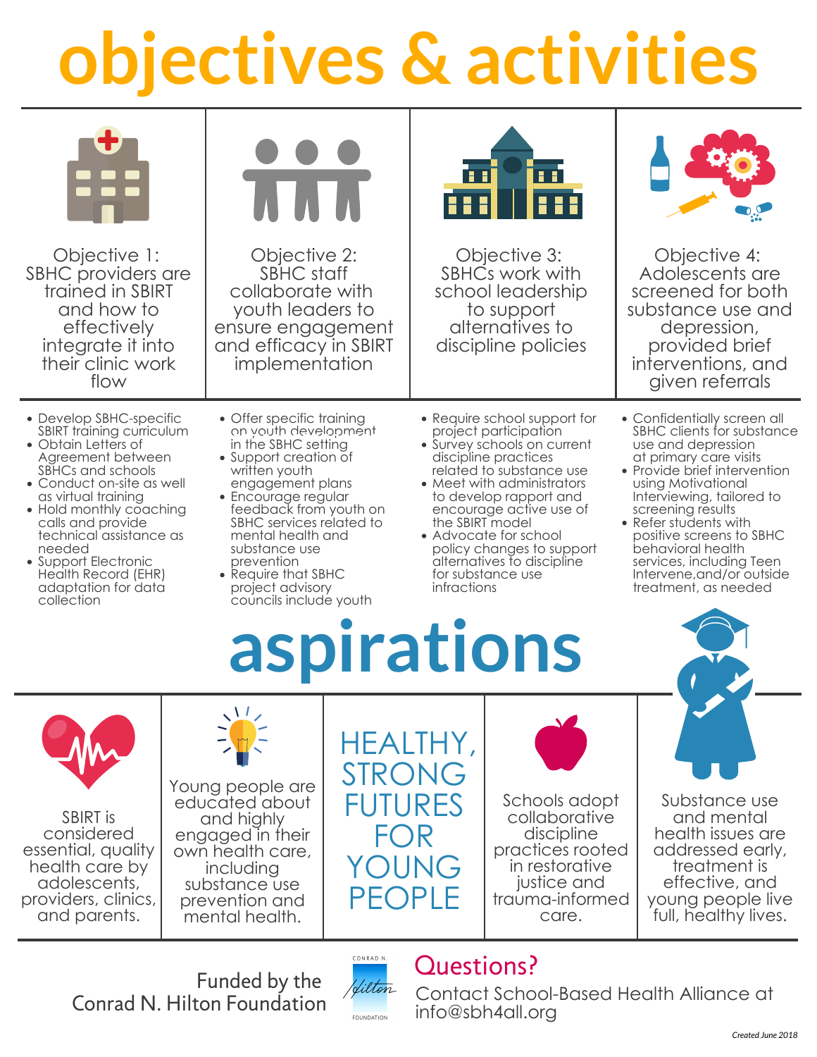# objectives & activities

## Objective 1: SBHC providers are trained in SBIRT and how to effectively integrate it into their clinic work flow

- Develop SBHC-specific SBIRT training curriculum
- Obtain Letters of Agreement between SBHCs and schools
- Conduct on-site as well as virtual training
- Hold monthly coaching calls and provide technical assistance as needed
- Support Electronic Health Record (EHR) adaptation for data collection

## Objective 2: SBHC staff collaborate with youth leaders to ensure engagement and efficacy in SBIRT implementation

- Offer specific training on youth development in the SBHC setting
- Support creation of written youth engagement plans
- Encourage regular feedback from youth on SBHC services related to mental health and substance use prevention
- Require that SBHC project advisory councils include youth

## Objective 3: SBHCs work with school leadership to support alternatives to discipline policies

- Require school support for project participation
- Survey schools on current discipline practices related to substance use
- Meet with administrators to develop rapport and encourage active use of the SBIRT model
- Advocate for school policy changes to support alternatives to discipline for substance use infractions

## Objective 4: Adolescents are screened for both substance use and depression, provided brief interventions, and given referrals

- Confidentially screen all SBHC clients for substance use and depression at primary care visits
- Provide brief intervention using Motivational Interviewing, tailored to screening results
- Refer students with positive screens to SBHC behavioral health services, including Teen Intervene,and/or outside treatment, as needed

# aspirations

SBIRT is considered essential, quality health care by adolescents, providers, clinics, and parents.

Young people are educated about and highly engaged in their own health care, including substance use prevention and mental health.

HEALTHY, STRONG FUTURES FOR YOUNG PEOPLE

Schools adopt collaborative discipline practices rooted in restorative justice and trauma-informed care.

Substance use and mental health issues are addressed early, treatment is effective, and young people live full, healthy lives.

Funded by the Conrad N. Hilton Foundation

## Questions?

Contact School-Based Health Alliance at info@sbh4all.org

*Created June 2018*